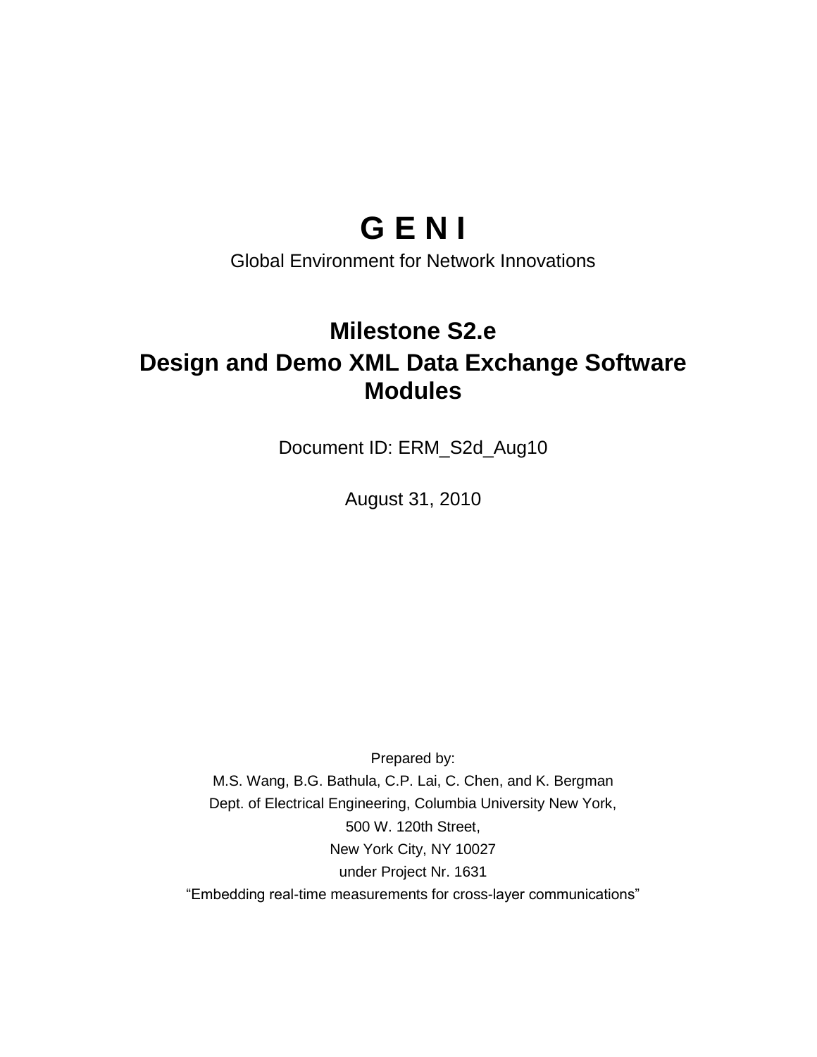# G E N I

Global Environment for Network Innovations

## Milestone S2.e
## Design and Demo XML Data Exchange Software Modules

Document ID: ERM_S2d_Aug10

August 31, 2010

Prepared by:

M.S. Wang, B.G. Bathula, C.P. Lai, C. Chen, and K. Bergman

Dept. of Electrical Engineering, Columbia University New York,

500 W. 120th Street,

New York City, NY 10027

under Project Nr. 1631

"Embedding real-time measurements for cross-layer communications"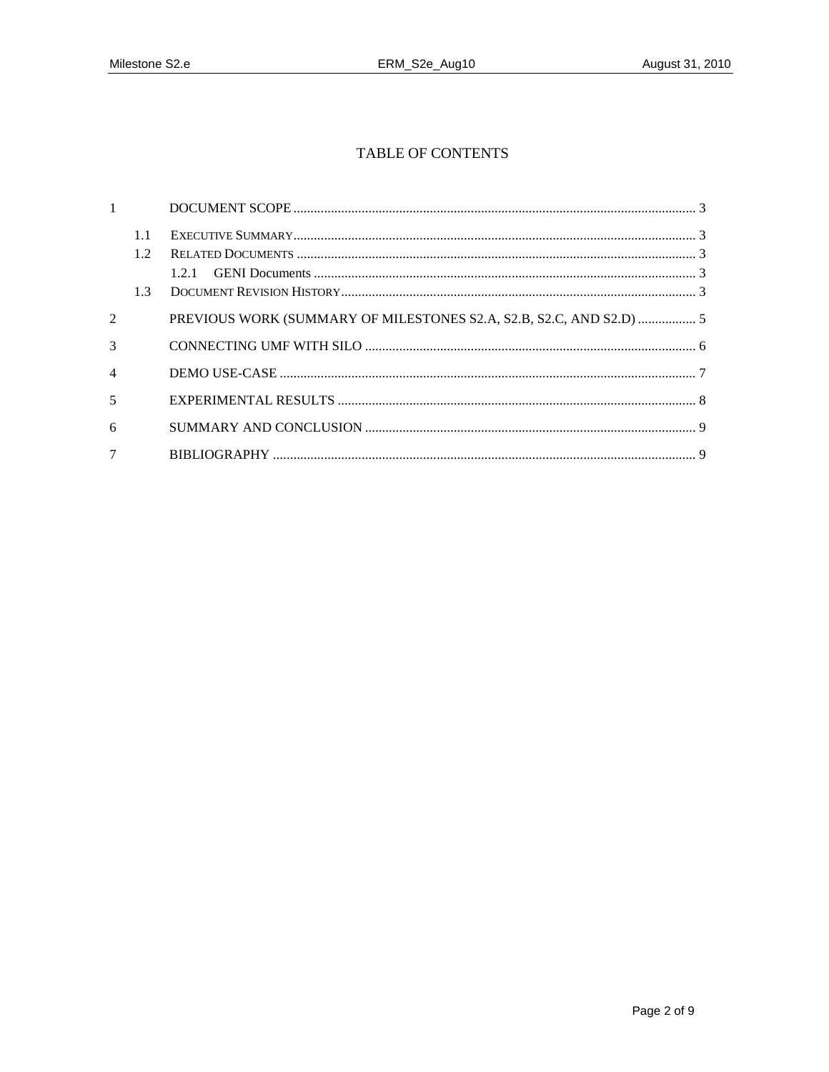# TABLE OF CONTENTS

1 DOCUMENT SCOPE ..... 3

- 1.1 EXECUTIVE SUMMARY ..... 3
- 1.2 RELATED DOCUMENTS ..... 3
  - 1.2.1 GENI Documents ..... 3
- 1.3 DOCUMENT REVISION HISTORY ..... 3

2 PREVIOUS WORK (SUMMARY OF MILESTONES S2.A, S2.B, S2.C, AND S2.D) ..... 5

3 CONNECTING UMF WITH SILO ..... 6

4 DEMO USE-CASE ..... 7

5 EXPERIMENTAL RESULTS ..... 8

6 SUMMARY AND CONCLUSION ..... 9

7 BIBLIOGRAPHY ..... 9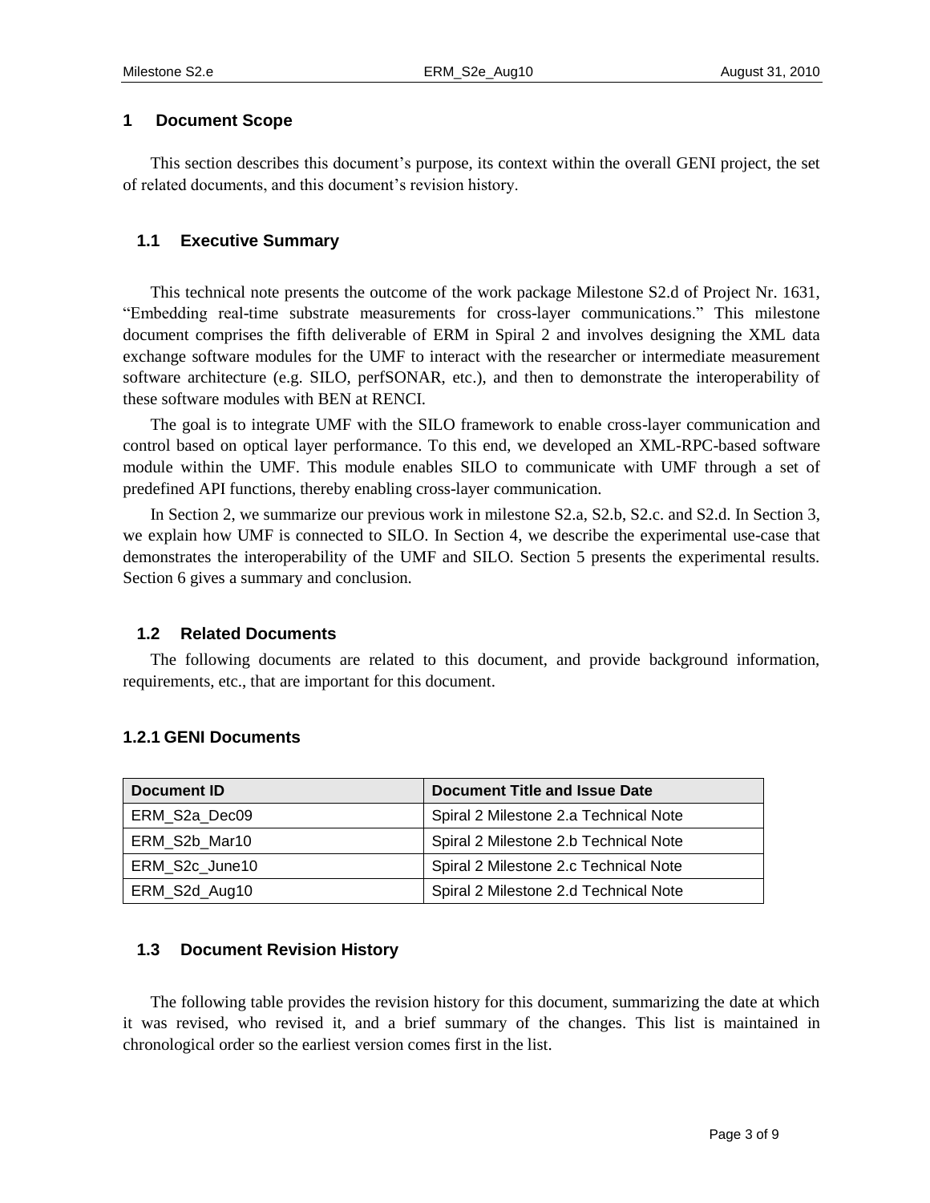# 1 Document Scope

This section describes this document's purpose, its context within the overall GENI project, the set of related documents, and this document's revision history.

## 1.1 Executive Summary

This technical note presents the outcome of the work package Milestone S2.d of Project Nr. 1631, "Embedding real-time substrate measurements for cross-layer communications." This milestone document comprises the fifth deliverable of ERM in Spiral 2 and involves designing the XML data exchange software modules for the UMF to interact with the researcher or intermediate measurement software architecture (e.g. SILO, perfSONAR, etc.), and then to demonstrate the interoperability of these software modules with BEN at RENCI.

The goal is to integrate UMF with the SILO framework to enable cross-layer communication and control based on optical layer performance. To this end, we developed an XML-RPC-based software module within the UMF. This module enables SILO to communicate with UMF through a set of predefined API functions, thereby enabling cross-layer communication.

In Section 2, we summarize our previous work in milestone S2.a, S2.b, S2.c. and S2.d. In Section 3, we explain how UMF is connected to SILO. In Section 4, we describe the experimental use-case that demonstrates the interoperability of the UMF and SILO. Section 5 presents the experimental results. Section 6 gives a summary and conclusion.

## 1.2 Related Documents

The following documents are related to this document, and provide background information, requirements, etc., that are important for this document.

### 1.2.1 GENI Documents

| Document ID | Document Title and Issue Date |
|---|---|
| ERM_S2a_Dec09 | Spiral 2 Milestone 2.a Technical Note |
| ERM_S2b_Mar10 | Spiral 2 Milestone 2.b Technical Note |
| ERM_S2c_June10 | Spiral 2 Milestone 2.c Technical Note |
| ERM_S2d_Aug10 | Spiral 2 Milestone 2.d Technical Note |

## 1.3 Document Revision History

The following table provides the revision history for this document, summarizing the date at which it was revised, who revised it, and a brief summary of the changes. This list is maintained in chronological order so the earliest version comes first in the list.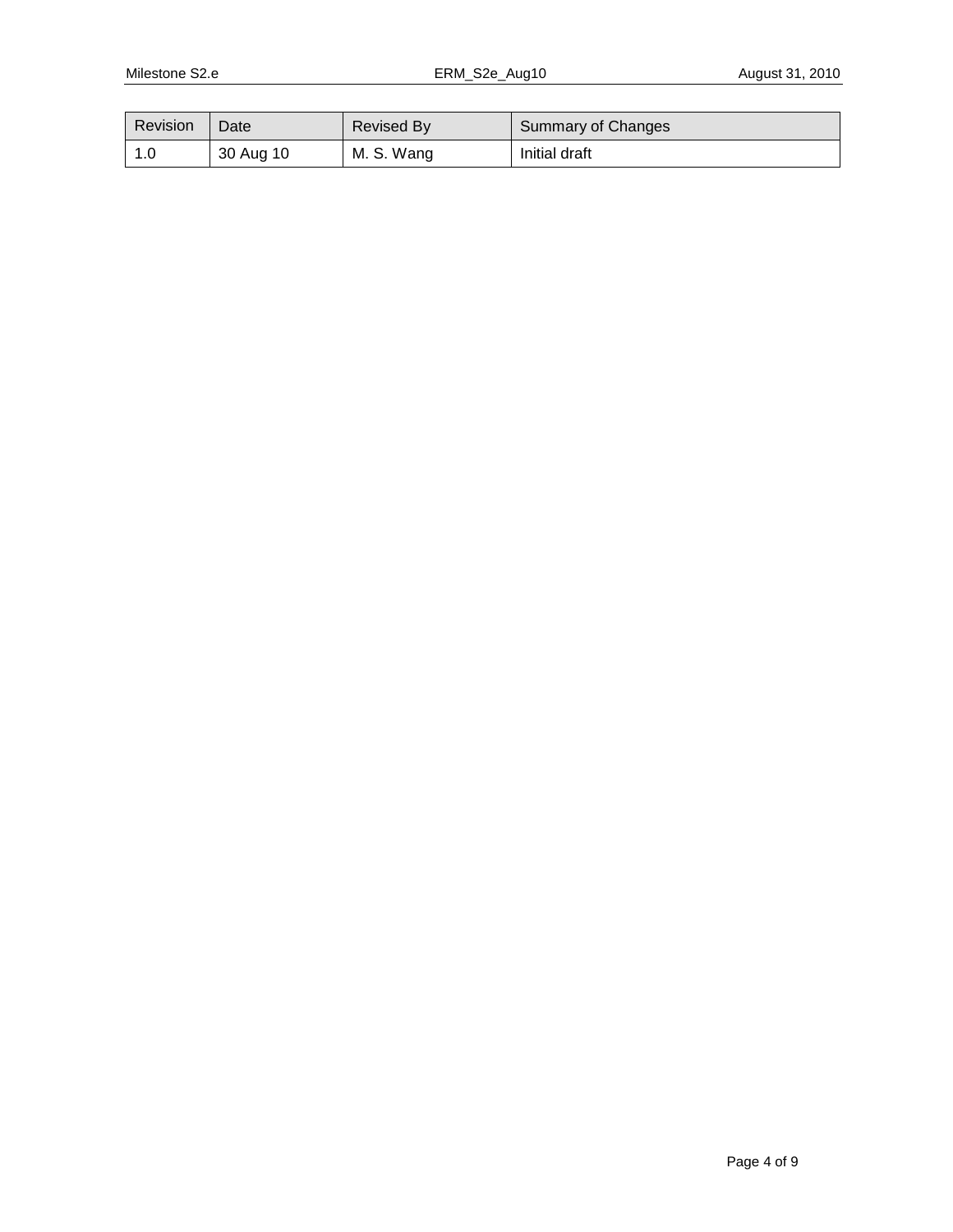| Revision | Date | Revised By | Summary of Changes |
| --- | --- | --- | --- |
| 1.0 | 30 Aug 10 | M. S. Wang | Initial draft |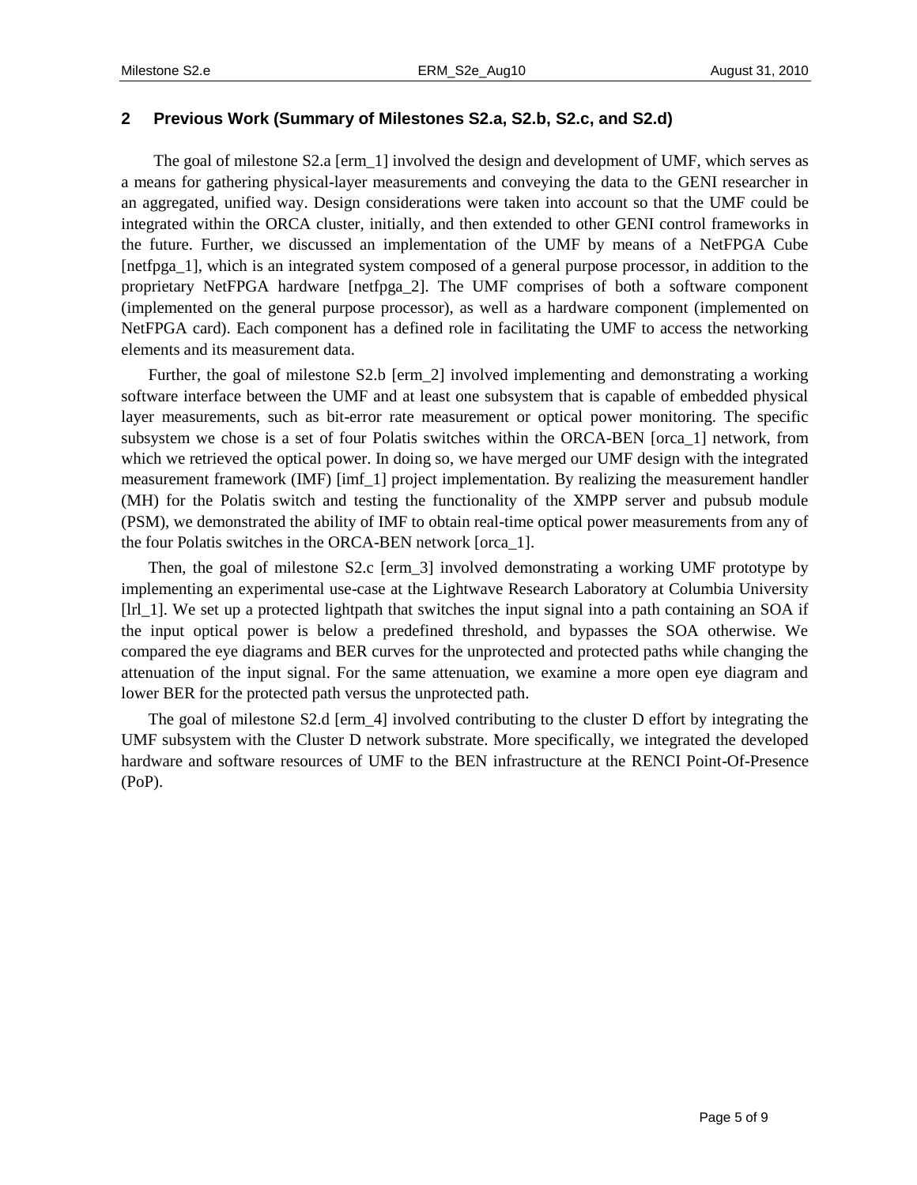## 2 Previous Work (Summary of Milestones S2.a, S2.b, S2.c, and S2.d)

The goal of milestone S2.a [erm_1] involved the design and development of UMF, which serves as a means for gathering physical-layer measurements and conveying the data to the GENI researcher in an aggregated, unified way. Design considerations were taken into account so that the UMF could be integrated within the ORCA cluster, initially, and then extended to other GENI control frameworks in the future. Further, we discussed an implementation of the UMF by means of a NetFPGA Cube [netfpga_1], which is an integrated system composed of a general purpose processor, in addition to the proprietary NetFPGA hardware [netfpga_2]. The UMF comprises of both a software component (implemented on the general purpose processor), as well as a hardware component (implemented on NetFPGA card). Each component has a defined role in facilitating the UMF to access the networking elements and its measurement data.

Further, the goal of milestone S2.b [erm_2] involved implementing and demonstrating a working software interface between the UMF and at least one subsystem that is capable of embedded physical layer measurements, such as bit-error rate measurement or optical power monitoring. The specific subsystem we chose is a set of four Polatis switches within the ORCA-BEN [orca_1] network, from which we retrieved the optical power. In doing so, we have merged our UMF design with the integrated measurement framework (IMF) [imf_1] project implementation. By realizing the measurement handler (MH) for the Polatis switch and testing the functionality of the XMPP server and pubsub module (PSM), we demonstrated the ability of IMF to obtain real-time optical power measurements from any of the four Polatis switches in the ORCA-BEN network [orca_1].

Then, the goal of milestone S2.c [erm_3] involved demonstrating a working UMF prototype by implementing an experimental use-case at the Lightwave Research Laboratory at Columbia University [lrl_1]. We set up a protected lightpath that switches the input signal into a path containing an SOA if the input optical power is below a predefined threshold, and bypasses the SOA otherwise. We compared the eye diagrams and BER curves for the unprotected and protected paths while changing the attenuation of the input signal. For the same attenuation, we examine a more open eye diagram and lower BER for the protected path versus the unprotected path.

The goal of milestone S2.d [erm_4] involved contributing to the cluster D effort by integrating the UMF subsystem with the Cluster D network substrate. More specifically, we integrated the developed hardware and software resources of UMF to the BEN infrastructure at the RENCI Point-Of-Presence (PoP).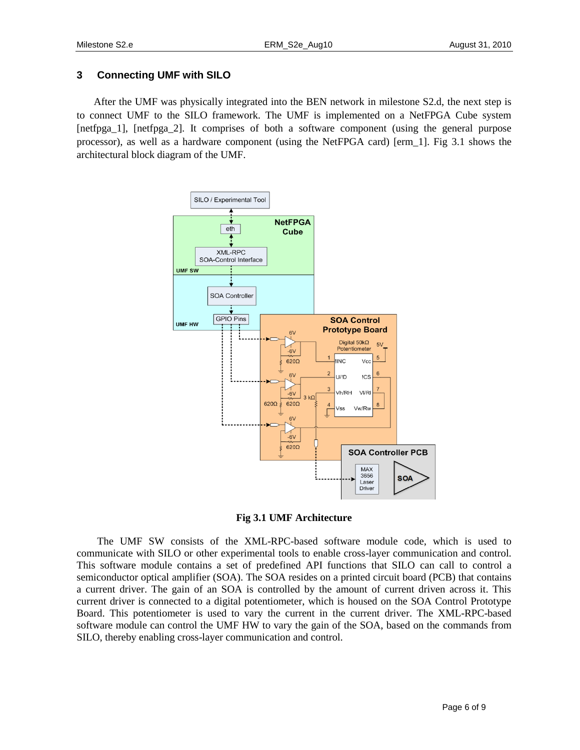## 3 Connecting UMF with SILO

After the UMF was physically integrated into the BEN network in milestone S2.d, the next step is to connect UMF to the SILO framework. The UMF is implemented on a NetFPGA Cube system [netfpga_1], [netfpga_2]. It comprises of both a software component (using the general purpose processor), as well as a hardware component (using the NetFPGA card) [erm_1]. Fig 3.1 shows the architectural block diagram of the UMF.

**Fig 3.1 UMF Architecture**

The UMF SW consists of the XML-RPC-based software module code, which is used to communicate with SILO or other experimental tools to enable cross-layer communication and control. This software module contains a set of predefined API functions that SILO can call to control a semiconductor optical amplifier (SOA). The SOA resides on a printed circuit board (PCB) that contains a current driver. The gain of an SOA is controlled by the amount of current driven across it. This current driver is connected to a digital potentiometer, which is housed on the SOA Control Prototype Board. This potentiometer is used to vary the current in the current driver. The XML-RPC-based software module can control the UMF HW to vary the gain of the SOA, based on the commands from SILO, thereby enabling cross-layer communication and control.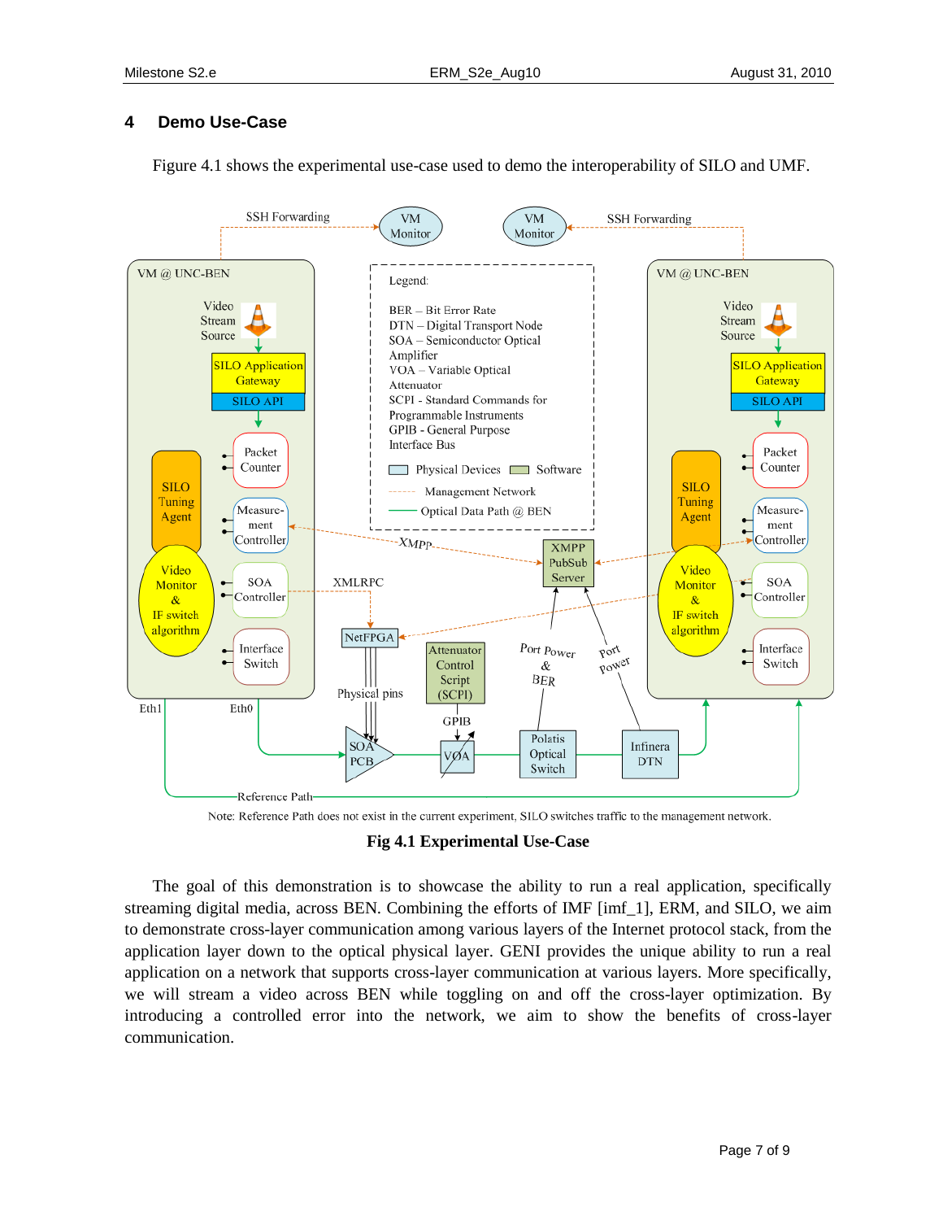## 4 Demo Use-Case

Figure 4.1 shows the experimental use-case used to demo the interoperability of SILO and UMF.

Note: Reference Path does not exist in the current experiment, SILO switches traffic to the management network.

**Fig 4.1 Experimental Use-Case**

The goal of this demonstration is to showcase the ability to run a real application, specifically streaming digital media, across BEN. Combining the efforts of IMF [imf_1], ERM, and SILO, we aim to demonstrate cross-layer communication among various layers of the Internet protocol stack, from the application layer down to the optical physical layer. GENI provides the unique ability to run a real application on a network that supports cross-layer communication at various layers. More specifically, we will stream a video across BEN while toggling on and off the cross-layer optimization. By introducing a controlled error into the network, we aim to show the benefits of cross-layer communication.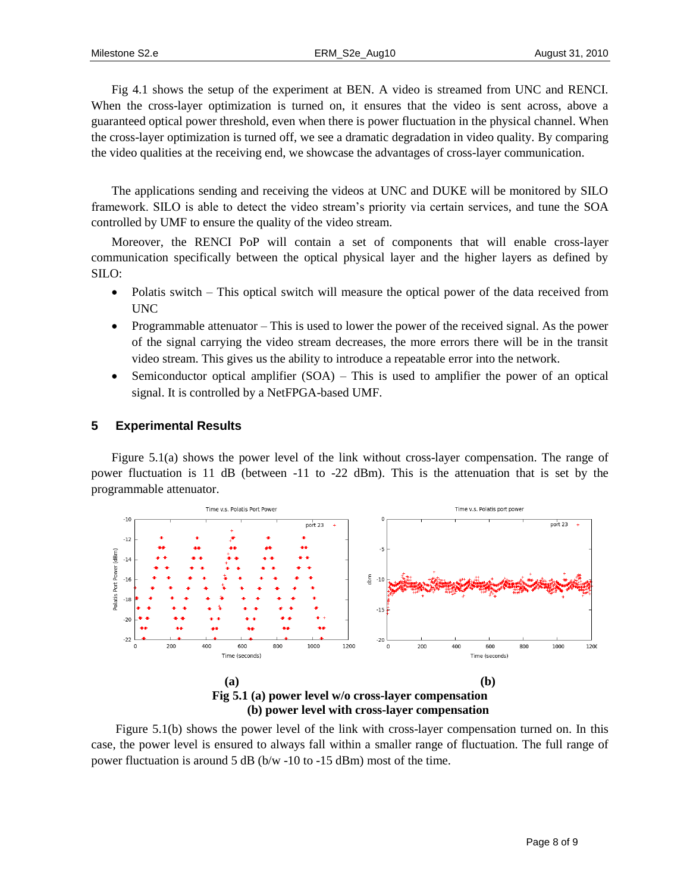Fig 4.1 shows the setup of the experiment at BEN. A video is streamed from UNC and RENCI. When the cross-layer optimization is turned on, it ensures that the video is sent across, above a guaranteed optical power threshold, even when there is power fluctuation in the physical channel. When the cross-layer optimization is turned off, we see a dramatic degradation in video quality. By comparing the video qualities at the receiving end, we showcase the advantages of cross-layer communication.

The applications sending and receiving the videos at UNC and DUKE will be monitored by SILO framework. SILO is able to detect the video stream's priority via certain services, and tune the SOA controlled by UMF to ensure the quality of the video stream.

Moreover, the RENCI PoP will contain a set of components that will enable cross-layer communication specifically between the optical physical layer and the higher layers as defined by SILO:

- Polatis switch – This optical switch will measure the optical power of the data received from UNC
- Programmable attenuator – This is used to lower the power of the received signal. As the power of the signal carrying the video stream decreases, the more errors there will be in the transit video stream. This gives us the ability to introduce a repeatable error into the network.
- Semiconductor optical amplifier (SOA) – This is used to amplifier the power of an optical signal. It is controlled by a NetFPGA-based UMF.

## 5 Experimental Results

Figure 5.1(a) shows the power level of the link without cross-layer compensation. The range of power fluctuation is 11 dB (between -11 to -22 dBm). This is the attenuation that is set by the programmable attenuator.

**(a)** **(b)**

**Fig 5.1 (a) power level w/o cross-layer compensation**
**(b) power level with cross-layer compensation**

Figure 5.1(b) shows the power level of the link with cross-layer compensation turned on. In this case, the power level is ensured to always fall within a smaller range of fluctuation. The full range of power fluctuation is around 5 dB (b/w -10 to -15 dBm) most of the time.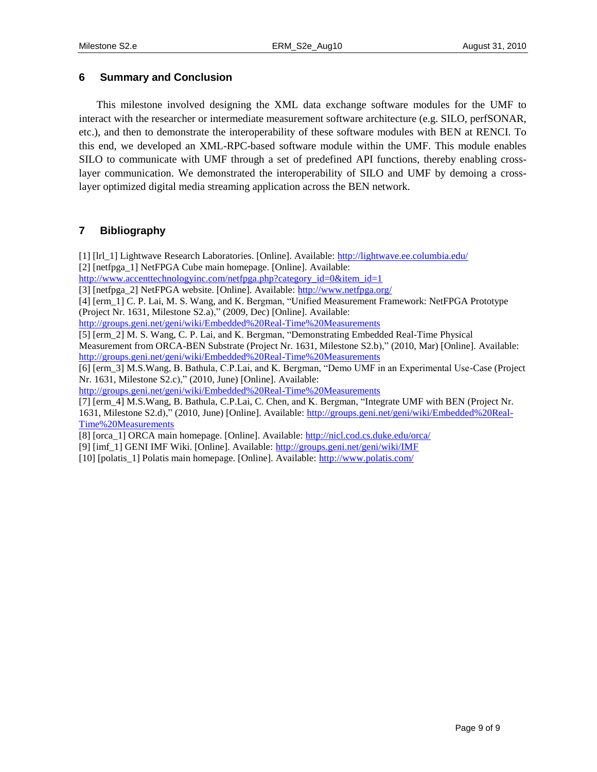## 6 Summary and Conclusion

This milestone involved designing the XML data exchange software modules for the UMF to interact with the researcher or intermediate measurement software architecture (e.g. SILO, perfSONAR, etc.), and then to demonstrate the interoperability of these software modules with BEN at RENCI. To this end, we developed an XML-RPC-based software module within the UMF. This module enables SILO to communicate with UMF through a set of predefined API functions, thereby enabling cross-layer communication. We demonstrated the interoperability of SILO and UMF by demoing a cross-layer optimized digital media streaming application across the BEN network.

## 7 Bibliography

[1] [lrl_1] Lightwave Research Laboratories. [Online]. Available: http://lightwave.ee.columbia.edu/

[2] [netfpga_1] NetFPGA Cube main homepage. [Online]. Available: http://www.accenttechnologyinc.com/netfpga.php?category_id=0&item_id=1

[3] [netfpga_2] NetFPGA website. [Online]. Available: http://www.netfpga.org/

[4] [erm_1] C. P. Lai, M. S. Wang, and K. Bergman, "Unified Measurement Framework: NetFPGA Prototype (Project Nr. 1631, Milestone S2.a)," (2009, Dec) [Online]. Available: http://groups.geni.net/geni/wiki/Embedded%20Real-Time%20Measurements

[5] [erm_2] M. S. Wang, C. P. Lai, and K. Bergman, "Demonstrating Embedded Real-Time Physical Measurement from ORCA-BEN Substrate (Project Nr. 1631, Milestone S2.b)," (2010, Mar) [Online]. Available: http://groups.geni.net/geni/wiki/Embedded%20Real-Time%20Measurements

[6] [erm_3] M.S.Wang, B. Bathula, C.P.Lai, and K. Bergman, "Demo UMF in an Experimental Use-Case (Project Nr. 1631, Milestone S2.c)," (2010, June) [Online]. Available: http://groups.geni.net/geni/wiki/Embedded%20Real-Time%20Measurements

[7] [erm_4] M.S.Wang, B. Bathula, C.P.Lai, C. Chen, and K. Bergman, "Integrate UMF with BEN (Project Nr. 1631, Milestone S2.d)," (2010, June) [Online]. Available: http://groups.geni.net/geni/wiki/Embedded%20Real-Time%20Measurements

[8] [orca_1] ORCA main homepage. [Online]. Available: http://nicl.cod.cs.duke.edu/orca/

[9] [imf_1] GENI IMF Wiki. [Online]. Available: http://groups.geni.net/geni/wiki/IMF

[10] [polatis_1] Polatis main homepage. [Online]. Available: http://www.polatis.com/